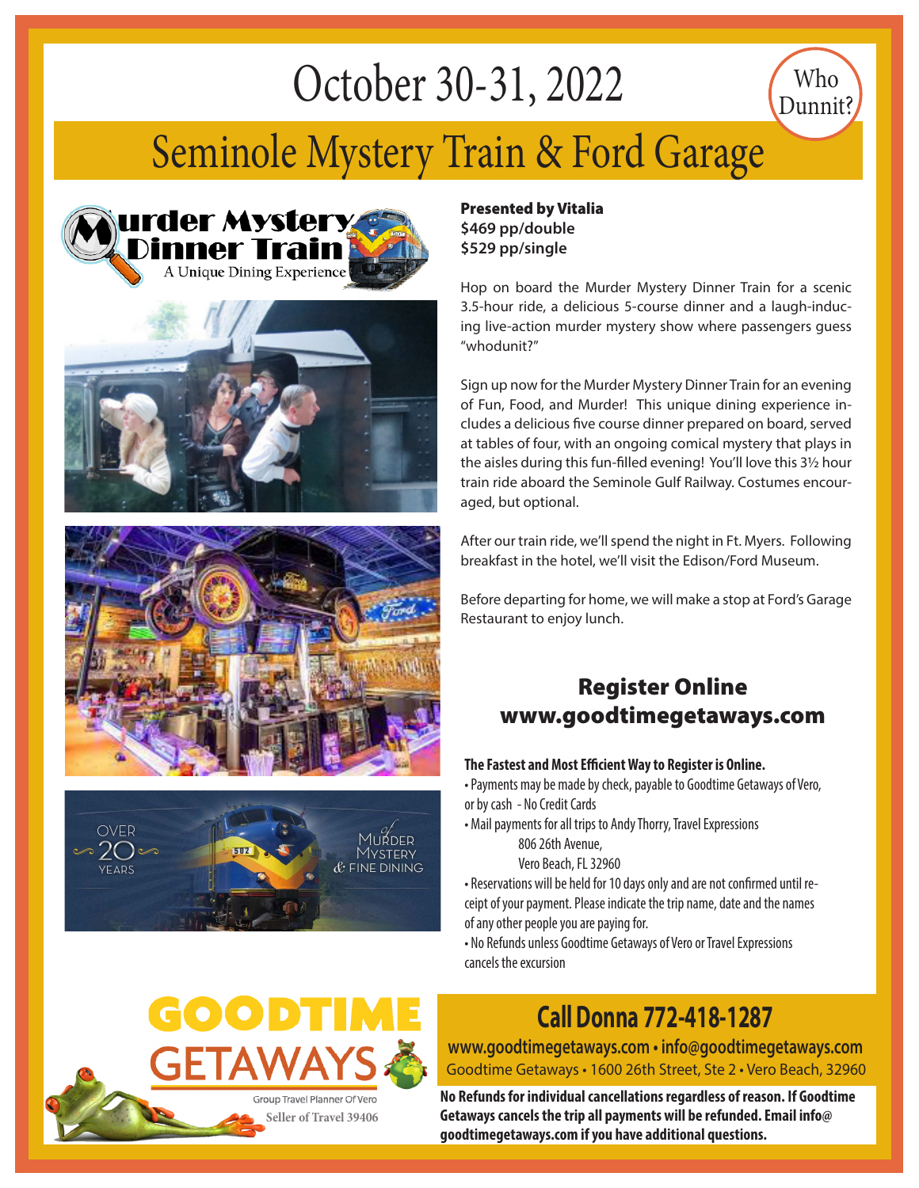# October 30-31, 2022

Who Dunnit?

# Seminole Mystery Train & Ford Garage

**Presented by Vitalia**
**$469 pp/double**
**$529 pp/single**

Hop on board the Murder Mystery Dinner Train for a scenic 3.5-hour ride, a delicious 5-course dinner and a laugh-inducing live-action murder mystery show where passengers guess "whodunit?"

Sign up now for the Murder Mystery Dinner Train for an evening of Fun, Food, and Murder! This unique dining experience includes a delicious five course dinner prepared on board, served at tables of four, with an ongoing comical mystery that plays in the aisles during this fun-filled evening! You'll love this 3½ hour train ride aboard the Seminole Gulf Railway. Costumes encouraged, but optional.

After our train ride, we'll spend the night in Ft. Myers. Following breakfast in the hotel, we'll visit the Edison/Ford Museum.

Before departing for home, we will make a stop at Ford's Garage Restaurant to enjoy lunch.

## Register Online
## www.goodtimegetaways.com

**The Fastest and Most Efficient Way to Register is Online.**

- Payments may be made by check, payable to Goodtime Getaways of Vero, or by cash - No Credit Cards
- Mail payments for all trips to Andy Thorry, Travel Expressions
  806 26th Avenue,
  Vero Beach, FL 32960
- Reservations will be held for 10 days only and are not confirmed until receipt of your payment. Please indicate the trip name, date and the names of any other people you are paying for.
- No Refunds unless Goodtime Getaways of Vero or Travel Expressions cancels the excursion

GOODTIME GETAWAYS
Group Travel Planner Of Vero
Seller of Travel 39406

## Call Donna 772-418-1287

**www.goodtimegetaways.com • info@goodtimegetaways.com**
Goodtime Getaways • 1600 26th Street, Ste 2 • Vero Beach, 32960

**No Refunds for individual cancellations regardless of reason. If Goodtime Getaways cancels the trip all payments will be refunded. Email info@goodtimegetaways.com if you have additional questions.**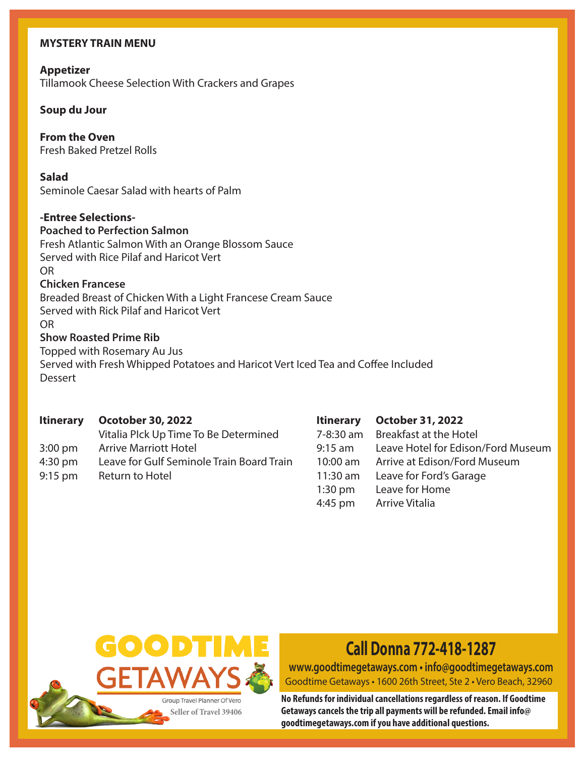**MYSTERY TRAIN MENU**

**Appetizer**
Tillamook Cheese Selection With Crackers and Grapes

**Soup du Jour**

**From the Oven**
Fresh Baked Pretzel Rolls

**Salad**
Seminole Caesar Salad with hearts of Palm

**-Entree Selections-**
**Poached to Perfection Salmon**
Fresh Atlantic Salmon With an Orange Blossom Sauce
Served with Rice Pilaf and Haricot Vert
OR
**Chicken Francese**
Breaded Breast of Chicken With a Light Francese Cream Sauce
Served with Rick Pilaf and Haricot Vert
OR
**Show Roasted Prime Rib**
Topped with Rosemary Au Jus
Served with Fresh Whipped Potatoes and Haricot Vert Iced Tea and Coffee Included
Dessert

| **Itinerary** | **Ocotober 30, 2022** |
|---|---|
| | Vitalia PIck Up Time To Be Determined |
| 3:00 pm | Arrive Marriott Hotel |
| 4:30 pm | Leave for Gulf Seminole Train Board Train |
| 9:15 pm | Return to Hotel |

| **Itinerary** | **October 31, 2022** |
|---|---|
| 7-8:30 am | Breakfast at the Hotel |
| 9:15 am | Leave Hotel for Edison/Ford Museum |
| 10:00 am | Arrive at Edison/Ford Museum |
| 11:30 am | Leave for Ford's Garage |
| 1:30 pm | Leave for Home |
| 4:45 pm | Arrive Vitalia |

GOODTIME GETAWAYS
Group Travel Planner Of Vero
Seller of Travel 39406

## Call Donna 772-418-1287

**www.goodtimegetaways.com • info@goodtimegetaways.com**
Goodtime Getaways • 1600 26th Street, Ste 2 • Vero Beach, 32960

**No Refunds for individual cancellations regardless of reason. If Goodtime Getaways cancels the trip all payments will be refunded. Email info@goodtimegetaways.com if you have additional questions.**